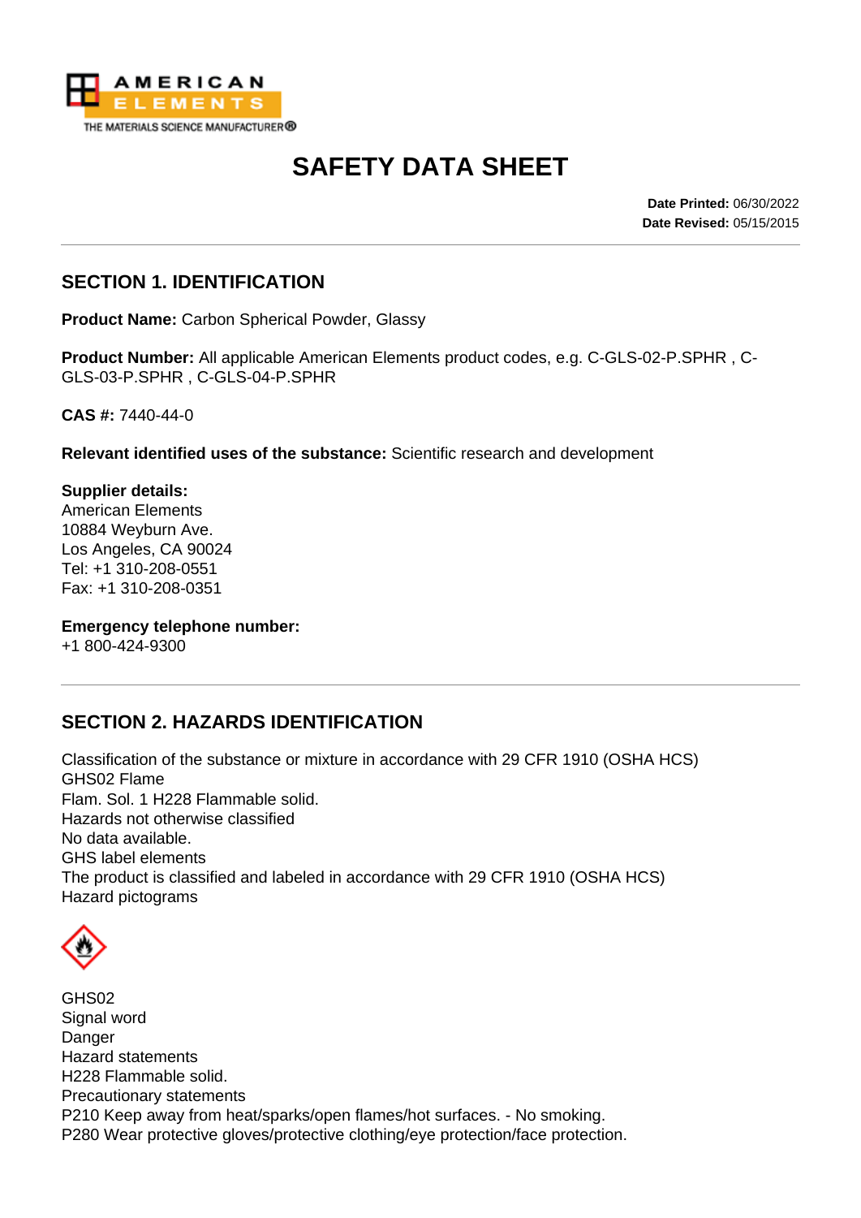AMERICAN ELEMENTS
THE MATERIALS SCIENCE MANUFACTURER®

# SAFETY DATA SHEET

**Date Printed:** 06/30/2022
**Date Revised:** 05/15/2015

## SECTION 1. IDENTIFICATION

**Product Name:** Carbon Spherical Powder, Glassy

**Product Number:** All applicable American Elements product codes, e.g. C-GLS-02-P.SPHR , C-GLS-03-P.SPHR , C-GLS-04-P.SPHR

**CAS #:** 7440-44-0

**Relevant identified uses of the substance:** Scientific research and development

**Supplier details:**
American Elements
10884 Weyburn Ave.
Los Angeles, CA 90024
Tel: +1 310-208-0551
Fax: +1 310-208-0351

**Emergency telephone number:**
+1 800-424-9300

## SECTION 2. HAZARDS IDENTIFICATION

Classification of the substance or mixture in accordance with 29 CFR 1910 (OSHA HCS)
GHS02 Flame
Flam. Sol. 1 H228 Flammable solid.
Hazards not otherwise classified
No data available.
GHS label elements
The product is classified and labeled in accordance with 29 CFR 1910 (OSHA HCS)
Hazard pictograms

GHS02
Signal word
Danger
Hazard statements
H228 Flammable solid.
Precautionary statements
P210 Keep away from heat/sparks/open flames/hot surfaces. - No smoking.
P280 Wear protective gloves/protective clothing/eye protection/face protection.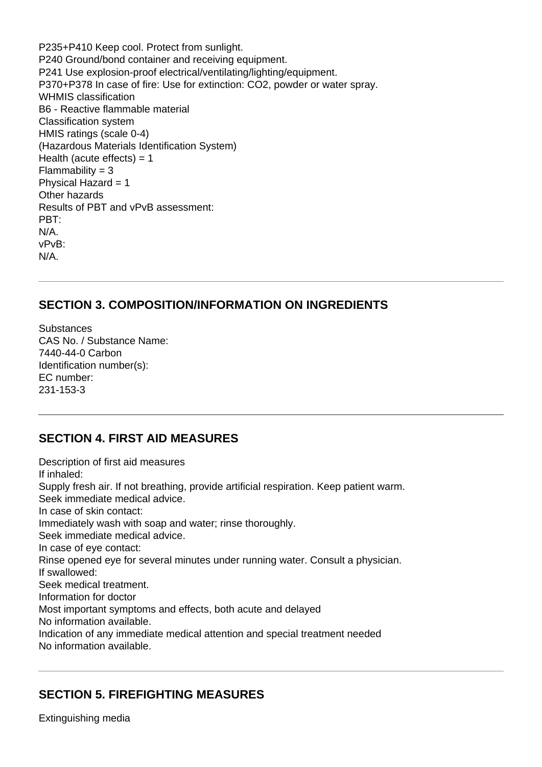P235+P410 Keep cool. Protect from sunlight.
P240 Ground/bond container and receiving equipment.
P241 Use explosion-proof electrical/ventilating/lighting/equipment.
P370+P378 In case of fire: Use for extinction: $CO_2$, powder or water spray.
WHMIS classification
B6 - Reactive flammable material
Classification system
HMIS ratings (scale 0-4)
(Hazardous Materials Identification System)
Health (acute effects) = 1
Flammability = 3
Physical Hazard = 1
Other hazards
Results of PBT and vPvB assessment:
PBT:
N/A.
vPvB:
N/A.

---

## SECTION 3. COMPOSITION/INFORMATION ON INGREDIENTS

Substances
CAS No. / Substance Name:
7440-44-0 Carbon
Identification number(s):
EC number:
231-153-3

---

## SECTION 4. FIRST AID MEASURES

Description of first aid measures
If inhaled:
Supply fresh air. If not breathing, provide artificial respiration. Keep patient warm.
Seek immediate medical advice.
In case of skin contact:
Immediately wash with soap and water; rinse thoroughly.
Seek immediate medical advice.
In case of eye contact:
Rinse opened eye for several minutes under running water. Consult a physician.
If swallowed:
Seek medical treatment.
Information for doctor
Most important symptoms and effects, both acute and delayed
No information available.
Indication of any immediate medical attention and special treatment needed
No information available.

---

## SECTION 5. FIREFIGHTING MEASURES

Extinguishing media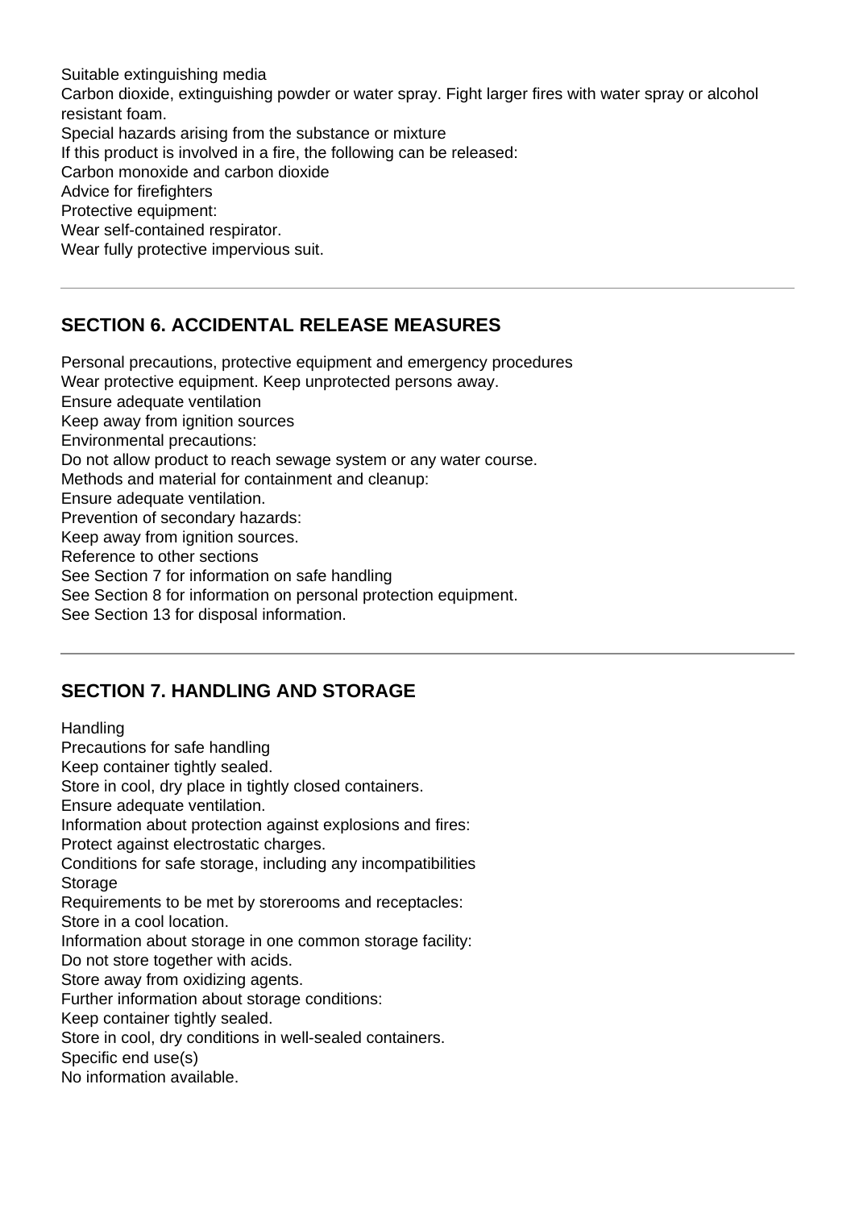Suitable extinguishing media
Carbon dioxide, extinguishing powder or water spray. Fight larger fires with water spray or alcohol resistant foam.
Special hazards arising from the substance or mixture
If this product is involved in a fire, the following can be released:
Carbon monoxide and carbon dioxide
Advice for firefighters
Protective equipment:
Wear self-contained respirator.
Wear fully protective impervious suit.

---

## SECTION 6. ACCIDENTAL RELEASE MEASURES

Personal precautions, protective equipment and emergency procedures
Wear protective equipment. Keep unprotected persons away.
Ensure adequate ventilation
Keep away from ignition sources
Environmental precautions:
Do not allow product to reach sewage system or any water course.
Methods and material for containment and cleanup:
Ensure adequate ventilation.
Prevention of secondary hazards:
Keep away from ignition sources.
Reference to other sections
See Section 7 for information on safe handling
See Section 8 for information on personal protection equipment.
See Section 13 for disposal information.

---

## SECTION 7. HANDLING AND STORAGE

Handling
Precautions for safe handling
Keep container tightly sealed.
Store in cool, dry place in tightly closed containers.
Ensure adequate ventilation.
Information about protection against explosions and fires:
Protect against electrostatic charges.
Conditions for safe storage, including any incompatibilities
Storage
Requirements to be met by storerooms and receptacles:
Store in a cool location.
Information about storage in one common storage facility:
Do not store together with acids.
Store away from oxidizing agents.
Further information about storage conditions:
Keep container tightly sealed.
Store in cool, dry conditions in well-sealed containers.
Specific end use(s)
No information available.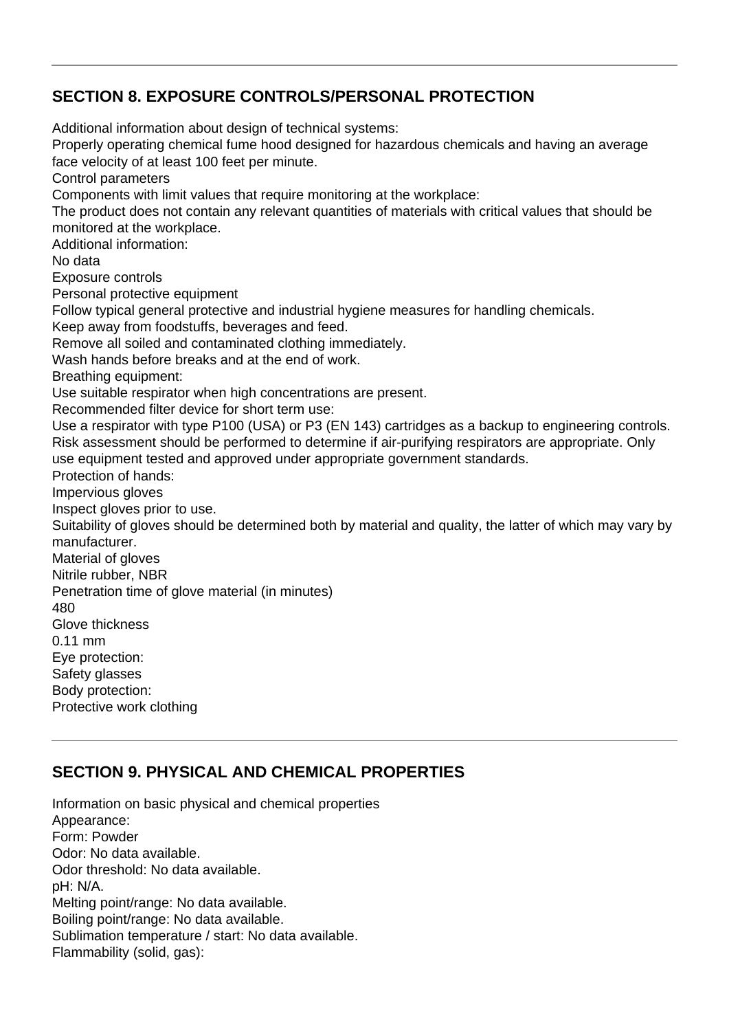## SECTION 8. EXPOSURE CONTROLS/PERSONAL PROTECTION

Additional information about design of technical systems:
Properly operating chemical fume hood designed for hazardous chemicals and having an average face velocity of at least 100 feet per minute.
Control parameters
Components with limit values that require monitoring at the workplace:
The product does not contain any relevant quantities of materials with critical values that should be monitored at the workplace.
Additional information:
No data
Exposure controls
Personal protective equipment
Follow typical general protective and industrial hygiene measures for handling chemicals.
Keep away from foodstuffs, beverages and feed.
Remove all soiled and contaminated clothing immediately.
Wash hands before breaks and at the end of work.
Breathing equipment:
Use suitable respirator when high concentrations are present.
Recommended filter device for short term use:
Use a respirator with type P100 (USA) or P3 (EN 143) cartridges as a backup to engineering controls. Risk assessment should be performed to determine if air-purifying respirators are appropriate. Only use equipment tested and approved under appropriate government standards.
Protection of hands:
Impervious gloves
Inspect gloves prior to use.
Suitability of gloves should be determined both by material and quality, the latter of which may vary by manufacturer.
Material of gloves
Nitrile rubber, NBR
Penetration time of glove material (in minutes)
480
Glove thickness
0.11 mm
Eye protection:
Safety glasses
Body protection:
Protective work clothing

## SECTION 9. PHYSICAL AND CHEMICAL PROPERTIES

Information on basic physical and chemical properties
Appearance:
Form: Powder
Odor: No data available.
Odor threshold: No data available.
pH: N/A.
Melting point/range: No data available.
Boiling point/range: No data available.
Sublimation temperature / start: No data available.
Flammability (solid, gas):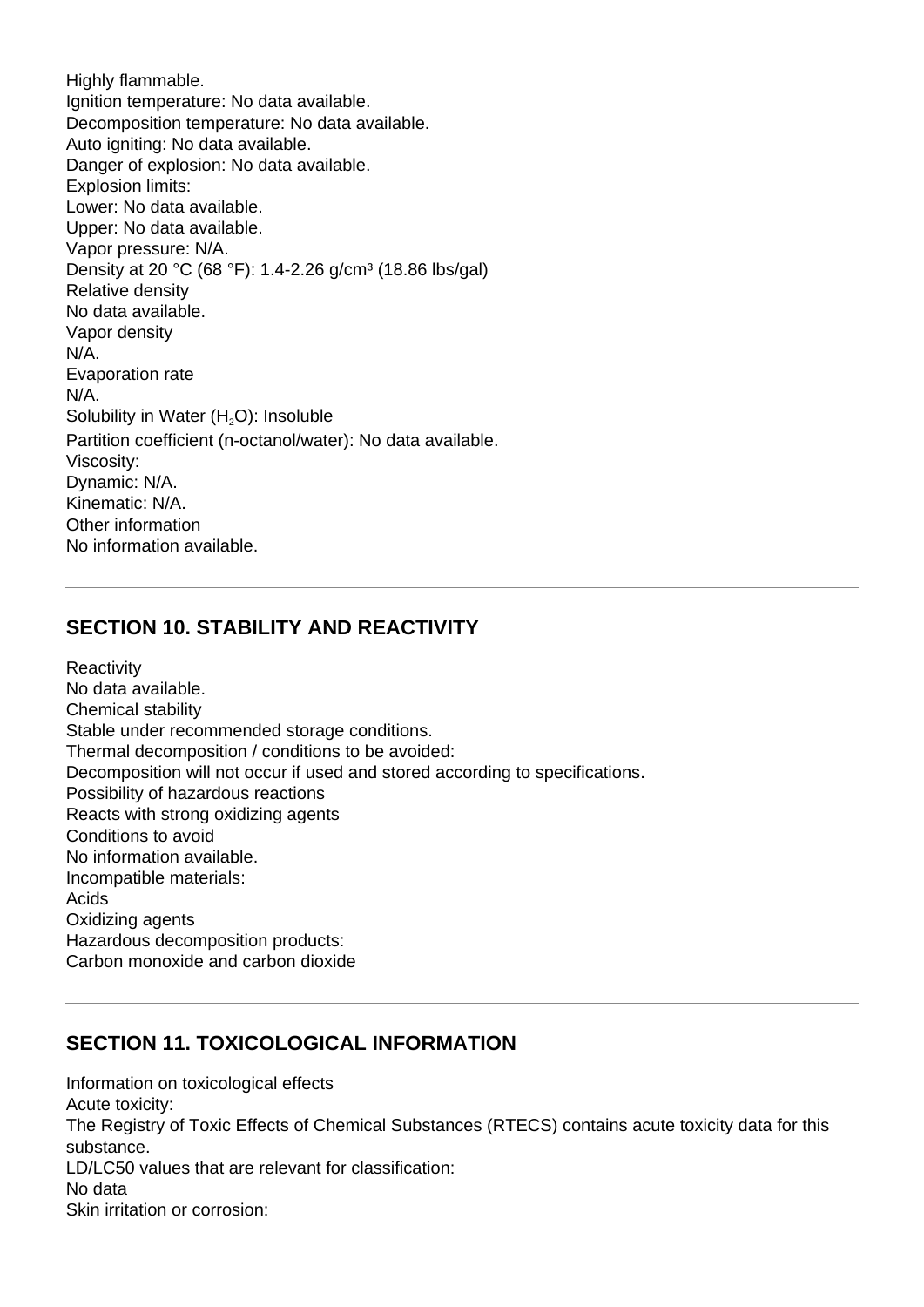Highly flammable.
Ignition temperature: No data available.
Decomposition temperature: No data available.
Auto igniting: No data available.
Danger of explosion: No data available.
Explosion limits:
Lower: No data available.
Upper: No data available.
Vapor pressure: N/A.
Density at 20 °C (68 °F): 1.4-2.26 g/cm³ (18.86 lbs/gal)
Relative density
No data available.
Vapor density
N/A.
Evaporation rate
N/A.
Solubility in Water ($H_2O$): Insoluble
Partition coefficient (n-octanol/water): No data available.
Viscosity:
Dynamic: N/A.
Kinematic: N/A.
Other information
No information available.

## SECTION 10. STABILITY AND REACTIVITY

Reactivity
No data available.
Chemical stability
Stable under recommended storage conditions.
Thermal decomposition / conditions to be avoided:
Decomposition will not occur if used and stored according to specifications.
Possibility of hazardous reactions
Reacts with strong oxidizing agents
Conditions to avoid
No information available.
Incompatible materials:
Acids
Oxidizing agents
Hazardous decomposition products:
Carbon monoxide and carbon dioxide

## SECTION 11. TOXICOLOGICAL INFORMATION

Information on toxicological effects
Acute toxicity:
The Registry of Toxic Effects of Chemical Substances (RTECS) contains acute toxicity data for this substance.
LD/LC50 values that are relevant for classification:
No data
Skin irritation or corrosion: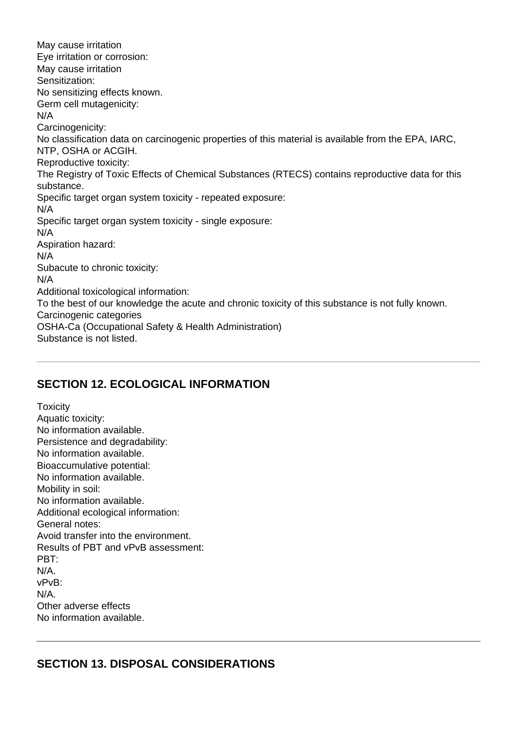May cause irritation
Eye irritation or corrosion:
May cause irritation
Sensitization:
No sensitizing effects known.
Germ cell mutagenicity:
N/A
Carcinogenicity:
No classification data on carcinogenic properties of this material is available from the EPA, IARC, NTP, OSHA or ACGIH.
Reproductive toxicity:
The Registry of Toxic Effects of Chemical Substances (RTECS) contains reproductive data for this substance.
Specific target organ system toxicity - repeated exposure:
N/A
Specific target organ system toxicity - single exposure:
N/A
Aspiration hazard:
N/A
Subacute to chronic toxicity:
N/A
Additional toxicological information:
To the best of our knowledge the acute and chronic toxicity of this substance is not fully known.
Carcinogenic categories
OSHA-Ca (Occupational Safety & Health Administration)
Substance is not listed.

---

## SECTION 12. ECOLOGICAL INFORMATION

Toxicity
Aquatic toxicity:
No information available.
Persistence and degradability:
No information available.
Bioaccumulative potential:
No information available.
Mobility in soil:
No information available.
Additional ecological information:
General notes:
Avoid transfer into the environment.
Results of PBT and vPvB assessment:
PBT:
N/A.
vPvB:
N/A.
Other adverse effects
No information available.

---

## SECTION 13. DISPOSAL CONSIDERATIONS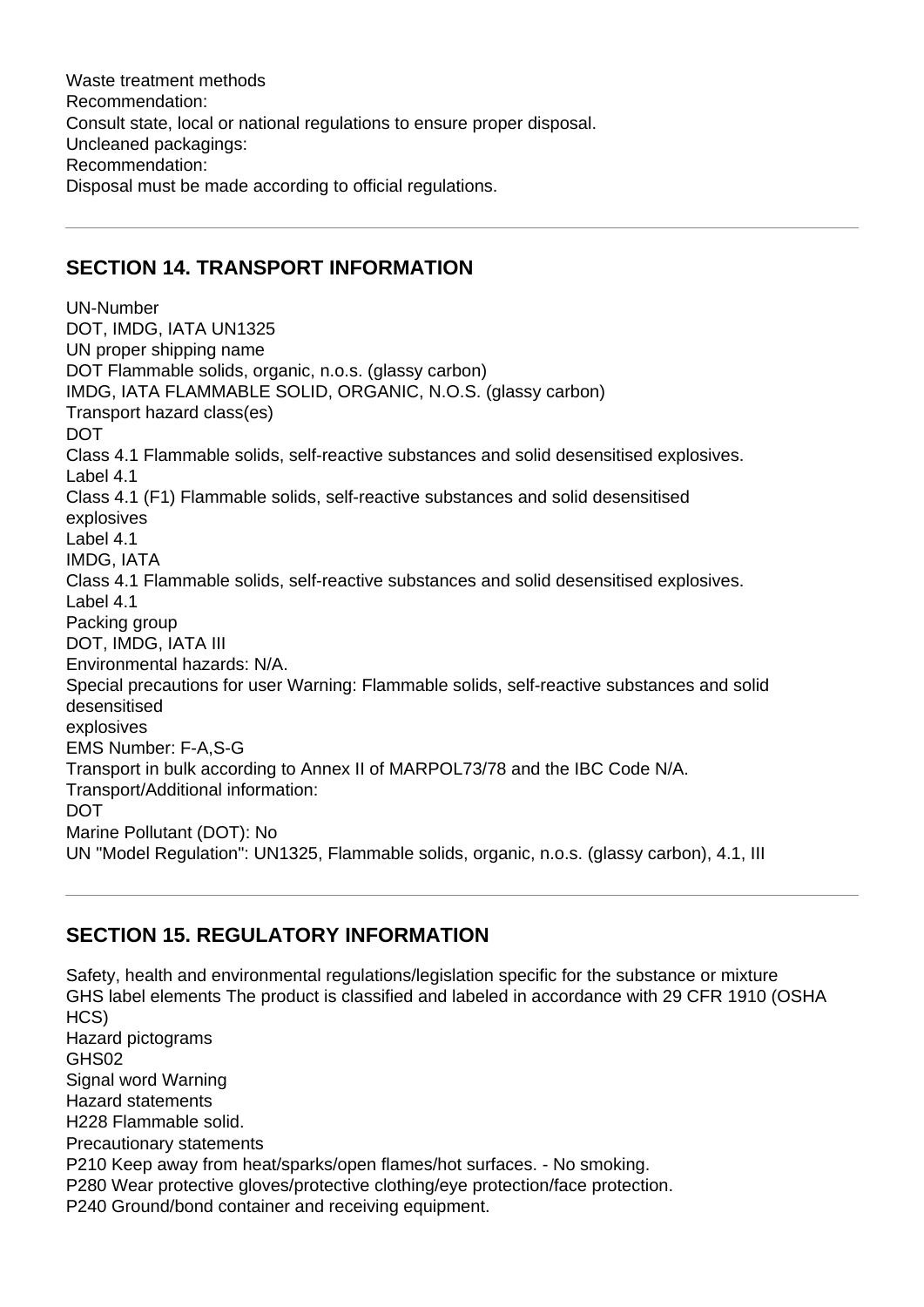Waste treatment methods
Recommendation:
Consult state, local or national regulations to ensure proper disposal.
Uncleaned packagings:
Recommendation:
Disposal must be made according to official regulations.

---

## SECTION 14. TRANSPORT INFORMATION

UN-Number
DOT, IMDG, IATA UN1325
UN proper shipping name
DOT Flammable solids, organic, n.o.s. (glassy carbon)
IMDG, IATA FLAMMABLE SOLID, ORGANIC, N.O.S. (glassy carbon)
Transport hazard class(es)
DOT
Class 4.1 Flammable solids, self-reactive substances and solid desensitised explosives.
Label 4.1
Class 4.1 (F1) Flammable solids, self-reactive substances and solid desensitised
explosives
Label 4.1
IMDG, IATA
Class 4.1 Flammable solids, self-reactive substances and solid desensitised explosives.
Label 4.1
Packing group
DOT, IMDG, IATA III
Environmental hazards: N/A.
Special precautions for user Warning: Flammable solids, self-reactive substances and solid
desensitised
explosives
EMS Number: F-A,S-G
Transport in bulk according to Annex II of MARPOL73/78 and the IBC Code N/A.
Transport/Additional information:
DOT
Marine Pollutant (DOT): No
UN "Model Regulation": UN1325, Flammable solids, organic, n.o.s. (glassy carbon), 4.1, III

---

## SECTION 15. REGULATORY INFORMATION

Safety, health and environmental regulations/legislation specific for the substance or mixture
GHS label elements The product is classified and labeled in accordance with 29 CFR 1910 (OSHA
HCS)
Hazard pictograms
GHS02
Signal word Warning
Hazard statements
H228 Flammable solid.
Precautionary statements
P210 Keep away from heat/sparks/open flames/hot surfaces. - No smoking.
P280 Wear protective gloves/protective clothing/eye protection/face protection.
P240 Ground/bond container and receiving equipment.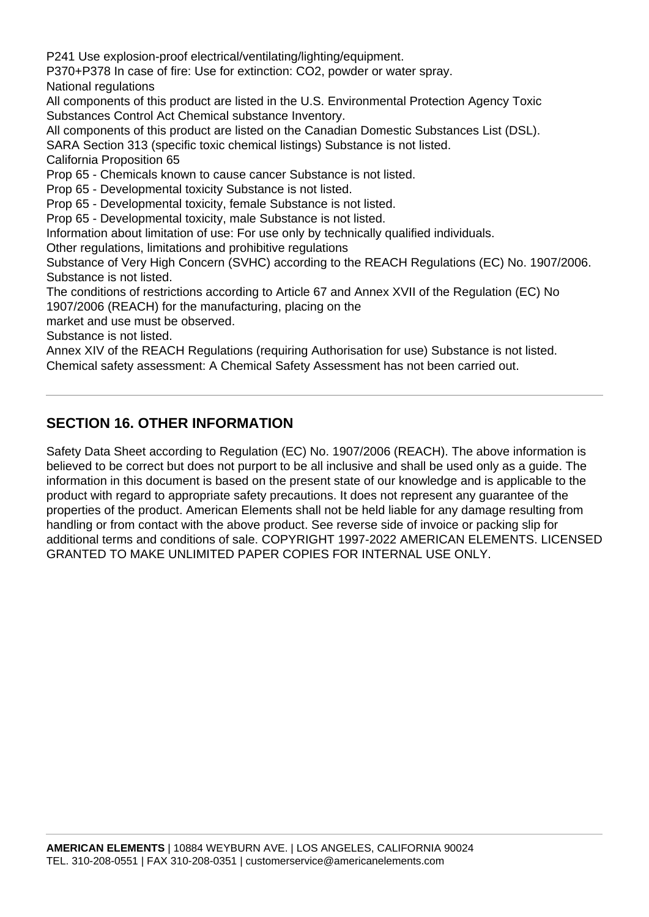P241 Use explosion-proof electrical/ventilating/lighting/equipment.
P370+P378 In case of fire: Use for extinction: $CO_2$, powder or water spray.
National regulations
All components of this product are listed in the U.S. Environmental Protection Agency Toxic Substances Control Act Chemical substance Inventory.
All components of this product are listed on the Canadian Domestic Substances List (DSL).
SARA Section 313 (specific toxic chemical listings) Substance is not listed.
California Proposition 65
Prop 65 - Chemicals known to cause cancer Substance is not listed.
Prop 65 - Developmental toxicity Substance is not listed.
Prop 65 - Developmental toxicity, female Substance is not listed.
Prop 65 - Developmental toxicity, male Substance is not listed.
Information about limitation of use: For use only by technically qualified individuals.
Other regulations, limitations and prohibitive regulations
Substance of Very High Concern (SVHC) according to the REACH Regulations (EC) No. 1907/2006. Substance is not listed.
The conditions of restrictions according to Article 67 and Annex XVII of the Regulation (EC) No 1907/2006 (REACH) for the manufacturing, placing on the
market and use must be observed.
Substance is not listed.
Annex XIV of the REACH Regulations (requiring Authorisation for use) Substance is not listed.
Chemical safety assessment: A Chemical Safety Assessment has not been carried out.

## SECTION 16. OTHER INFORMATION

Safety Data Sheet according to Regulation (EC) No. 1907/2006 (REACH). The above information is believed to be correct but does not purport to be all inclusive and shall be used only as a guide. The information in this document is based on the present state of our knowledge and is applicable to the product with regard to appropriate safety precautions. It does not represent any guarantee of the properties of the product. American Elements shall not be held liable for any damage resulting from handling or from contact with the above product. See reverse side of invoice or packing slip for additional terms and conditions of sale. COPYRIGHT 1997-2022 AMERICAN ELEMENTS. LICENSED GRANTED TO MAKE UNLIMITED PAPER COPIES FOR INTERNAL USE ONLY.